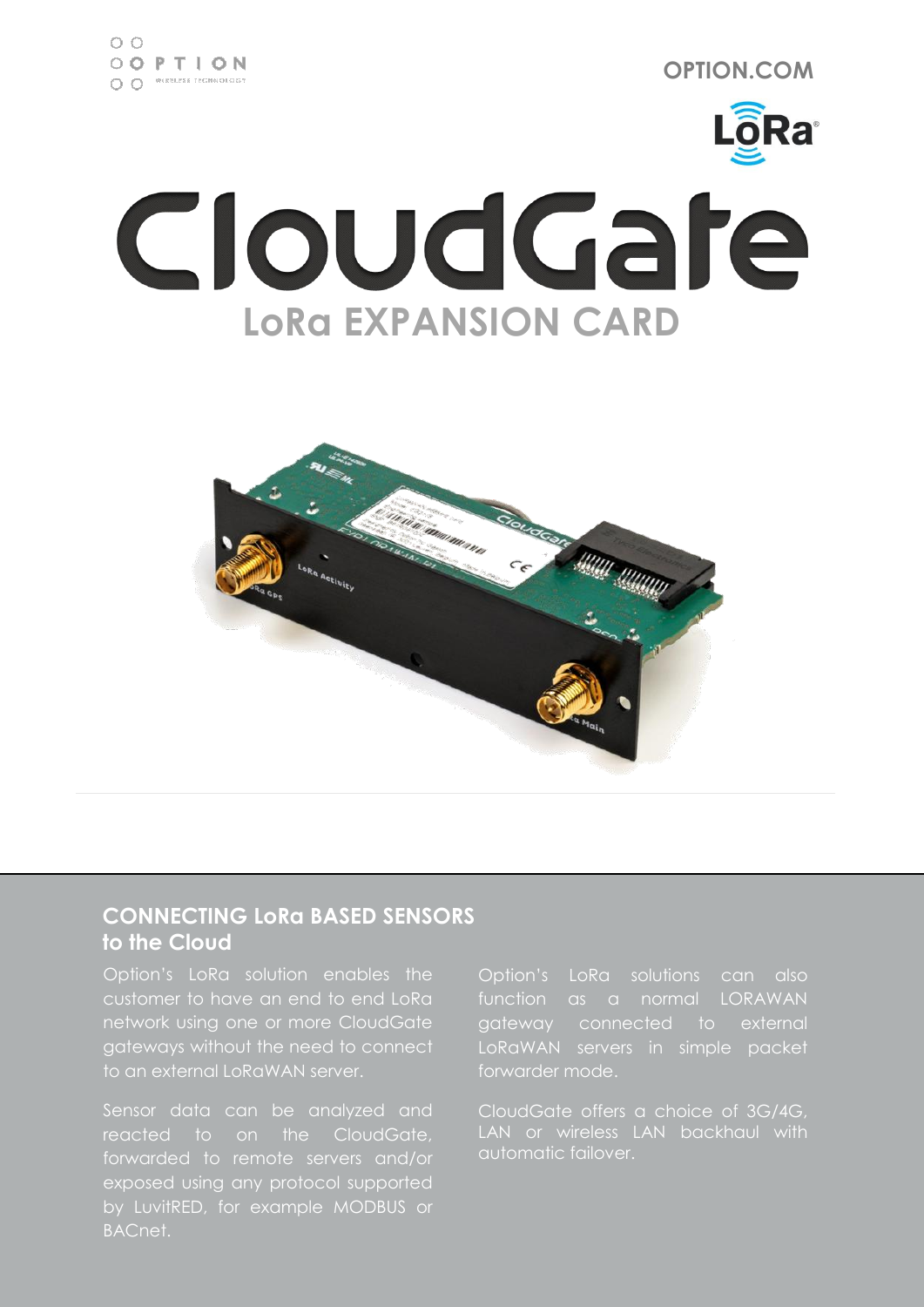# CloudGate

## LoRa EXPANSION CARD

### CONNECTING LoRa BASED SENSORS to the Cloud

Option's LoRa solution enables the customer to have an end to end LoRa network using one or more CloudGate gateways without the need to connect to an external LoRaWAN server.

Sensor data can be analyzed and reacted to on the CloudGate, forwarded to remote servers and/or exposed using any protocol supported by LuvitRED, for example MODBUS or BACnet.

Option's LoRa solutions can also function as a normal LORAWAN gateway connected to external LoRaWAN servers in simple packet forwarder mode.

CloudGate offers a choice of 3G/4G, LAN or wireless LAN backhaul with automatic failover.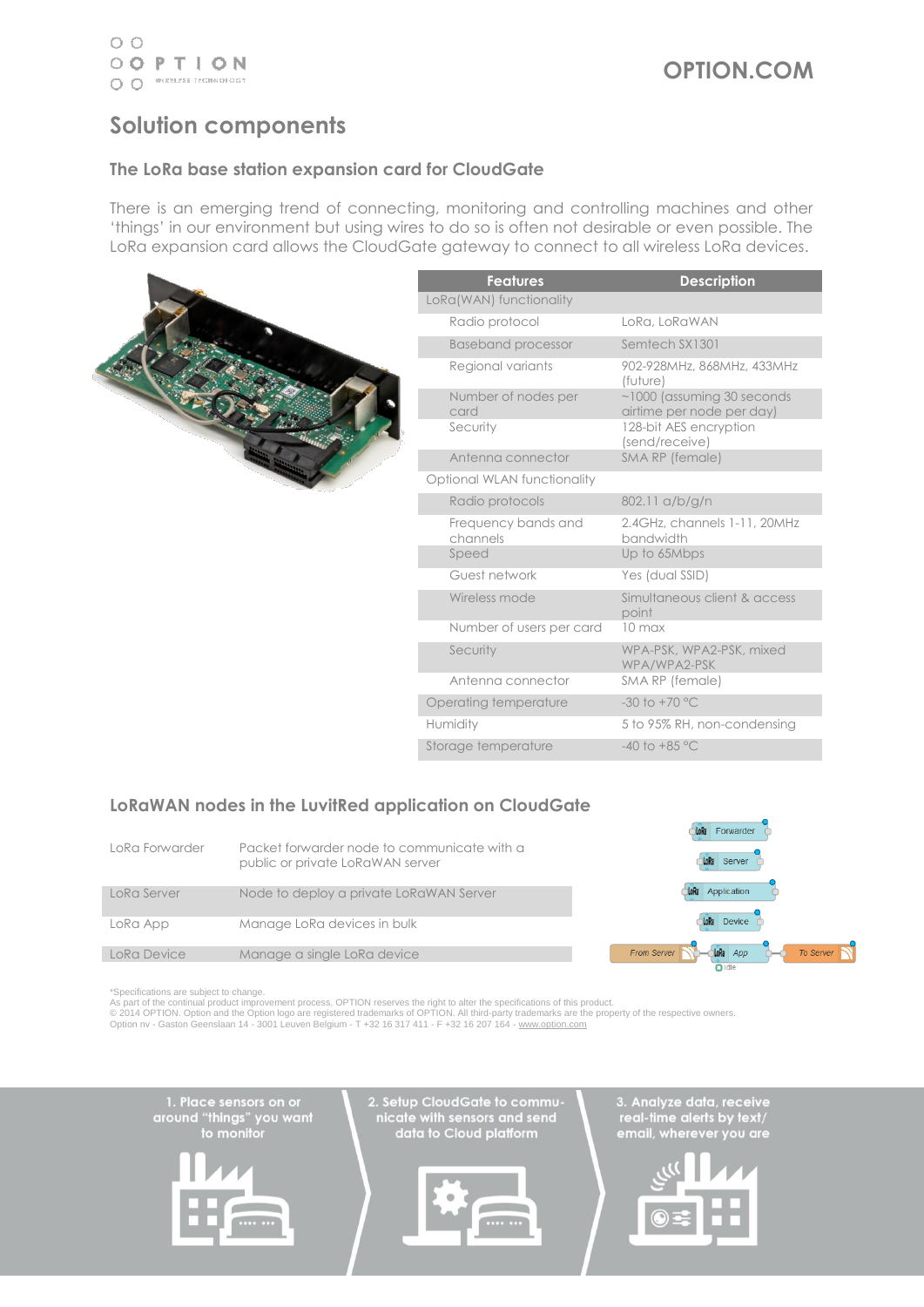## Solution components

### The LoRa base station expansion card for CloudGate

There is an emerging trend of connecting, monitoring and controlling machines and other 'things' in our environment but using wires to do so is often not desirable or even possible. The LoRa expansion card allows the CloudGate gateway to connect to all wireless LoRa devices.

| Features | Description |
|---|---|
| LoRa(WAN) functionality | |
| Radio protocol | LoRa, LoRaWAN |
| Baseband processor | Semtech SX1301 |
| Regional variants | 902-928MHz, 868MHz, 433MHz (future) |
| Number of nodes per card | ~1000 (assuming 30 seconds airtime per node per day) |
| Security | 128-bit AES encryption (send/receive) |
| Antenna connector | SMA RP (female) |
| Optional WLAN functionality | |
| Radio protocols | 802.11 a/b/g/n |
| Frequency bands and channels | 2.4GHz, channels 1-11, 20MHz bandwidth |
| Speed | Up to 65Mbps |
| Guest network | Yes (dual SSID) |
| Wireless mode | Simultaneous client & access point |
| Number of users per card | 10 max |
| Security | WPA-PSK, WPA2-PSK, mixed WPA/WPA2-PSK |
| Antenna connector | SMA RP (female) |
| Operating temperature | -30 to +70 °C |
| Humidity | 5 to 95% RH, non-condensing |
| Storage temperature | -40 to +85 °C |

### LoRaWAN nodes in the LuvitRed application on CloudGate

| | |
|---|---|
| LoRa Forwarder | Packet forwarder node to communicate with a public or private LoRaWAN server |
| LoRa Server | Node to deploy a private LoRaWAN Server |
| LoRa App | Manage LoRa devices in bulk |
| LoRa Device | Manage a single LoRa device |

Forwarder
Server
Application
Device
From Server
App
To Server
idle

*Specifications are subject to change.
As part of the continual product improvement process, OPTION reserves the right to alter the specifications of this product.
© 2014 OPTION. Option and the Option logo are registered trademarks of OPTION. All third-party trademarks are the property of the respective owners.
Option nv - Gaston Geenslaan 14 - 3001 Leuven Belgium - T +32 16 317 411 - F +32 16 207 164 - www.option.com

1. Place sensors on or around "things" you want to monitor

2. Setup CloudGate to communicate with sensors and send data to Cloud platform

3. Analyze data, receive real-time alerts by text/email, wherever you are